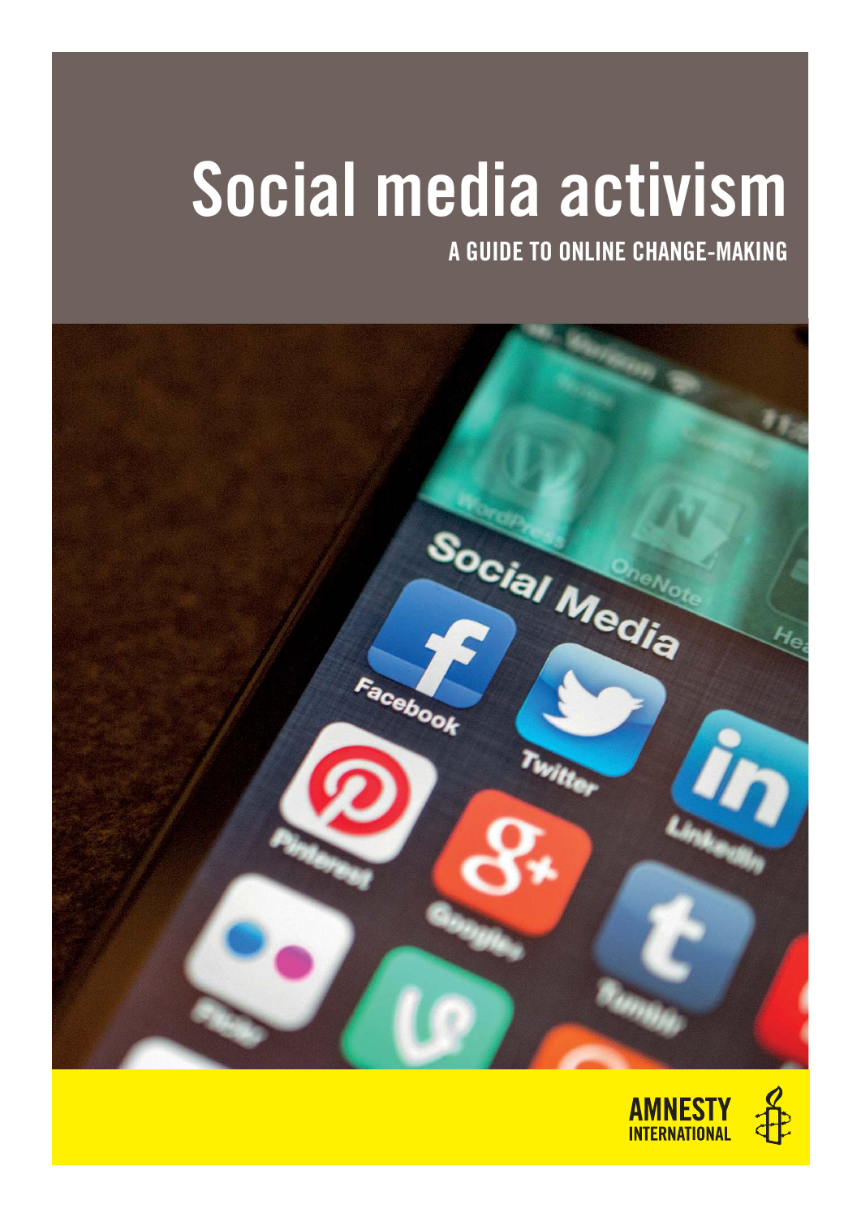# Social media activism

## A GUIDE TO ONLINE CHANGE-MAKING

AMNESTY INTERNATIONAL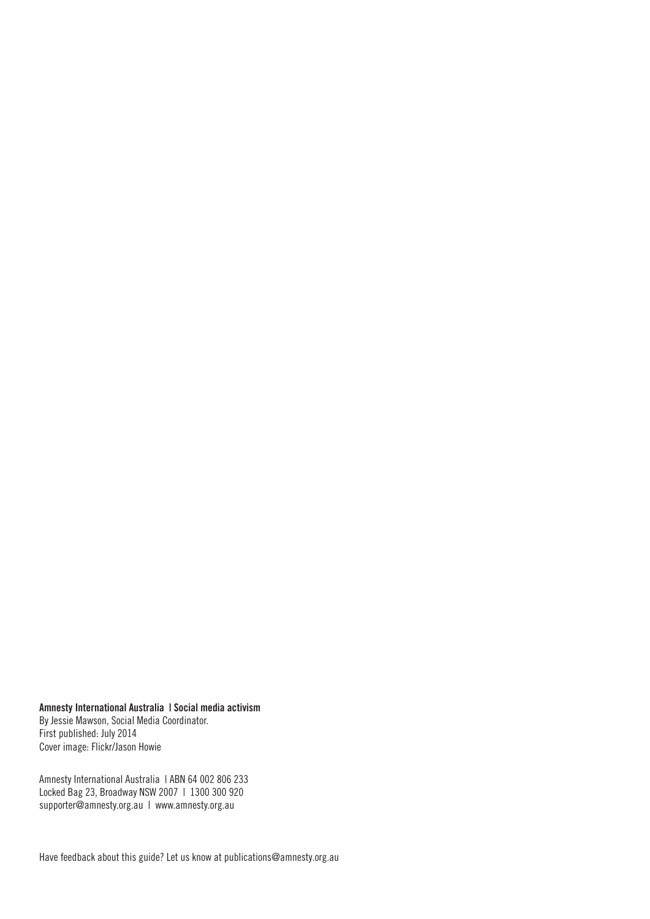**Amnesty International Australia | Social media activism**
By Jessie Mawson, Social Media Coordinator.
First published: July 2014
Cover image: Flickr/Jason Howie

Amnesty International Australia | ABN 64 002 806 233
Locked Bag 23, Broadway NSW 2007 | 1300 300 920
supporter@amnesty.org.au | www.amnesty.org.au

Have feedback about this guide? Let us know at publications@amnesty.org.au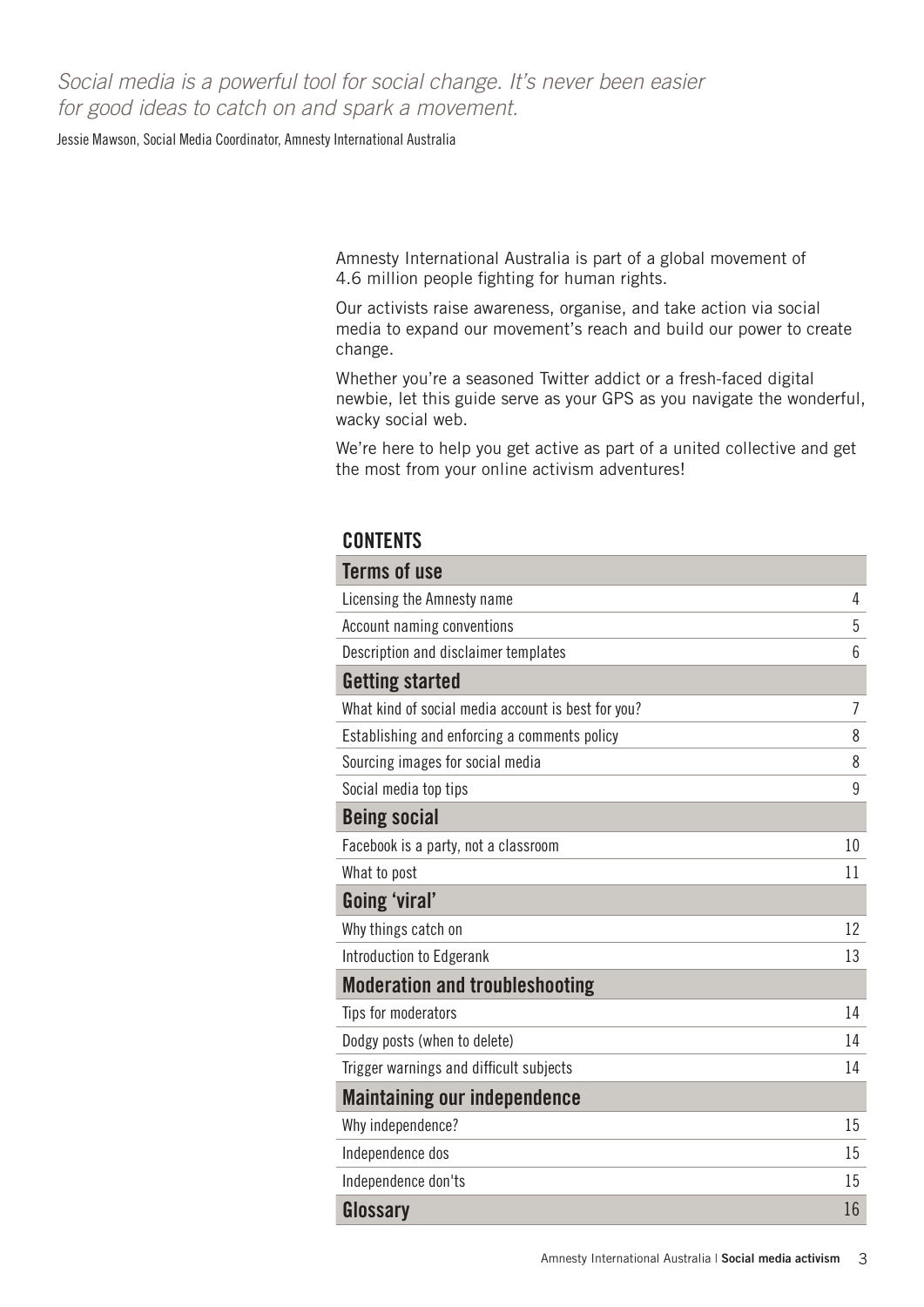*Social media is a powerful tool for social change. It's never been easier for good ideas to catch on and spark a movement.*

Jessie Mawson, Social Media Coordinator, Amnesty International Australia

Amnesty International Australia is part of a global movement of 4.6 million people fighting for human rights.

Our activists raise awareness, organise, and take action via social media to expand our movement's reach and build our power to create change.

Whether you're a seasoned Twitter addict or a fresh-faced digital newbie, let this guide serve as your GPS as you navigate the wonderful, wacky social web.

We're here to help you get active as part of a united collective and get the most from your online activism adventures!

## CONTENTS

| | |
|---|---|
| **Terms of use** | |
| Licensing the Amnesty name | 4 |
| Account naming conventions | 5 |
| Description and disclaimer templates | 6 |
| **Getting started** | |
| What kind of social media account is best for you? | 7 |
| Establishing and enforcing a comments policy | 8 |
| Sourcing images for social media | 8 |
| Social media top tips | 9 |
| **Being social** | |
| Facebook is a party, not a classroom | 10 |
| What to post | 11 |
| **Going 'viral'** | |
| Why things catch on | 12 |
| Introduction to Edgerank | 13 |
| **Moderation and troubleshooting** | |
| Tips for moderators | 14 |
| Dodgy posts (when to delete) | 14 |
| Trigger warnings and difficult subjects | 14 |
| **Maintaining our independence** | |
| Why independence? | 15 |
| Independence dos | 15 |
| Independence don'ts | 15 |
| **Glossary** | 16 |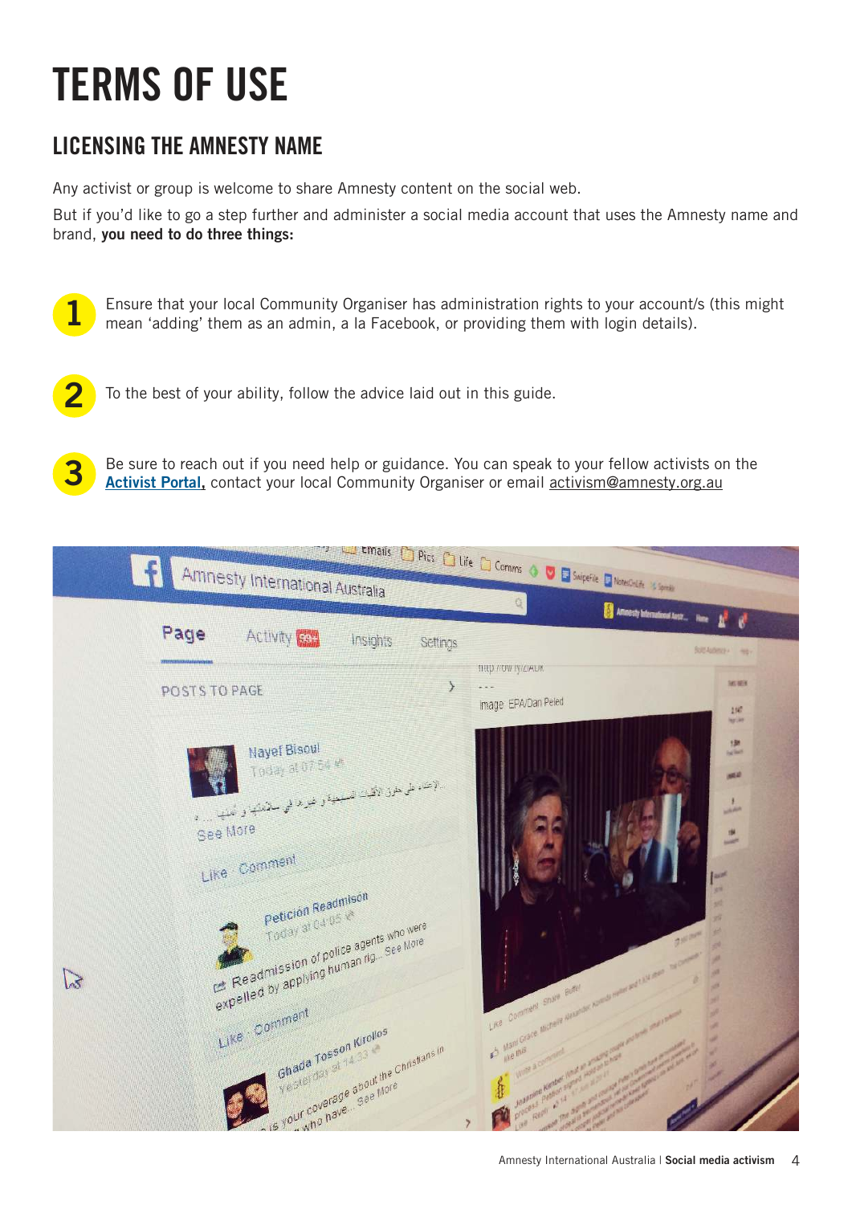# TERMS OF USE

## LICENSING THE AMNESTY NAME

Any activist or group is welcome to share Amnesty content on the social web.

But if you'd like to go a step further and administer a social media account that uses the Amnesty name and brand, **you need to do three things:**

1. Ensure that your local Community Organiser has administration rights to your account/s (this might mean 'adding' them as an admin, a la Facebook, or providing them with login details).

2. To the best of your ability, follow the advice laid out in this guide.

3. Be sure to reach out if you need help or guidance. You can speak to your fellow activists on the **Activist Portal,** contact your local Community Organiser or email activism@amnesty.org.au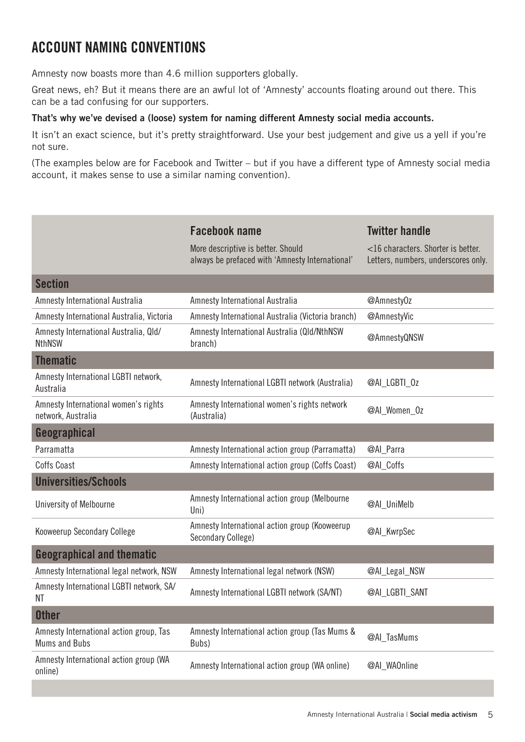## ACCOUNT NAMING CONVENTIONS

Amnesty now boasts more than 4.6 million supporters globally.

Great news, eh? But it means there are an awful lot of 'Amnesty' accounts floating around out there. This can be a tad confusing for our supporters.

**That's why we've devised a (loose) system for naming different Amnesty social media accounts.**

It isn't an exact science, but it's pretty straightforward. Use your best judgement and give us a yell if you're not sure.

(The examples below are for Facebook and Twitter – but if you have a different type of Amnesty social media account, it makes sense to use a similar naming convention).

| | **Facebook name**<br>More descriptive is better. Should always be prefaced with 'Amnesty International' | **Twitter handle**<br><16 characters. Shorter is better. Letters, numbers, underscores only. |
|---|---|---|
| **Section** | | |
| Amnesty International Australia | Amnesty International Australia | @AmnestyOz |
| Amnesty International Australia, Victoria | Amnesty International Australia (Victoria branch) | @AmnestyVic |
| Amnesty International Australia, Qld/NthNSW | Amnesty International Australia (Qld/NthNSW branch) | @AmnestyQNSW |
| **Thematic** | | |
| Amnesty International LGBTI network, Australia | Amnesty International LGBTI network (Australia) | @AI_LGBTI_Oz |
| Amnesty International women's rights network, Australia | Amnesty International women's rights network (Australia) | @AI_Women_Oz |
| **Geographical** | | |
| Parramatta | Amnesty International action group (Parramatta) | @AI_Parra |
| Coffs Coast | Amnesty International action group (Coffs Coast) | @AI_Coffs |
| **Universities/Schools** | | |
| University of Melbourne | Amnesty International action group (Melbourne Uni) | @AI_UniMelb |
| Kooweerup Secondary College | Amnesty International action group (Kooweerup Secondary College) | @AI_KwrpSec |
| **Geographical and thematic** | | |
| Amnesty International legal network, NSW | Amnesty International legal network (NSW) | @AI_Legal_NSW |
| Amnesty International LGBTI network, SA/NT | Amnesty International LGBTI network (SA/NT) | @AI_LGBTI_SANT |
| **Other** | | |
| Amnesty International action group, Tas Mums and Bubs | Amnesty International action group (Tas Mums & Bubs) | @AI_TasMums |
| Amnesty International action group (WA online) | Amnesty International action group (WA online) | @AI_WAOnline |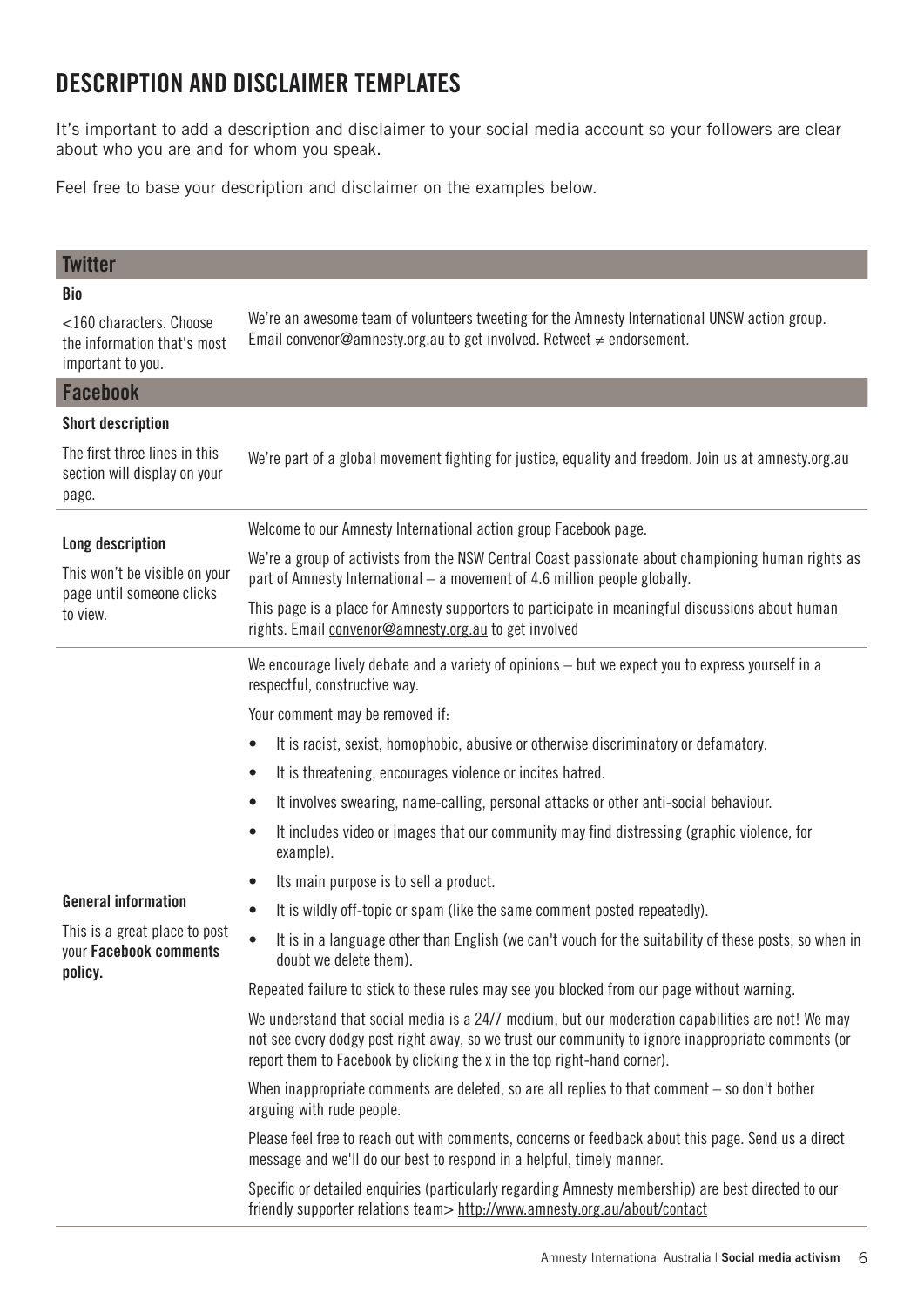# DESCRIPTION AND DISCLAIMER TEMPLATES

It's important to add a description and disclaimer to your social media account so your followers are clear about who you are and for whom you speak.

Feel free to base your description and disclaimer on the examples below.

## Twitter

| | |
|---|---|
| **Bio**<br><160 characters. Choose the information that's most important to you. | We're an awesome team of volunteers tweeting for the Amnesty International UNSW action group. Email convenor@amnesty.org.au to get involved. Retweet ≠ endorsement. |

## Facebook

| | |
|---|---|
| **Short description**<br>The first three lines in this section will display on your page. | We're part of a global movement fighting for justice, equality and freedom. Join us at amnesty.org.au |
| **Long description**<br>This won't be visible on your page until someone clicks to view. | Welcome to our Amnesty International action group Facebook page.<br>We're a group of activists from the NSW Central Coast passionate about championing human rights as part of Amnesty International – a movement of 4.6 million people globally.<br>This page is a place for Amnesty supporters to participate in meaningful discussions about human rights. Email convenor@amnesty.org.au to get involved |
| **General information**<br>This is a great place to post your **Facebook comments policy.** | We encourage lively debate and a variety of opinions – but we expect you to express yourself in a respectful, constructive way.<br>Your comment may be removed if:<br>• It is racist, sexist, homophobic, abusive or otherwise discriminatory or defamatory.<br>• It is threatening, encourages violence or incites hatred.<br>• It involves swearing, name-calling, personal attacks or other anti-social behaviour.<br>• It includes video or images that our community may find distressing (graphic violence, for example).<br>• Its main purpose is to sell a product.<br>• It is wildly off-topic or spam (like the same comment posted repeatedly).<br>• It is in a language other than English (we can't vouch for the suitability of these posts, so when in doubt we delete them).<br>Repeated failure to stick to these rules may see you blocked from our page without warning.<br>We understand that social media is a 24/7 medium, but our moderation capabilities are not! We may not see every dodgy post right away, so we trust our community to ignore inappropriate comments (or report them to Facebook by clicking the x in the top right-hand corner).<br>When inappropriate comments are deleted, so are all replies to that comment – so don't bother arguing with rude people.<br>Please feel free to reach out with comments, concerns or feedback about this page. Send us a direct message and we'll do our best to respond in a helpful, timely manner.<br>Specific or detailed enquiries (particularly regarding Amnesty membership) are best directed to our friendly supporter relations team> http://www.amnesty.org.au/about/contact |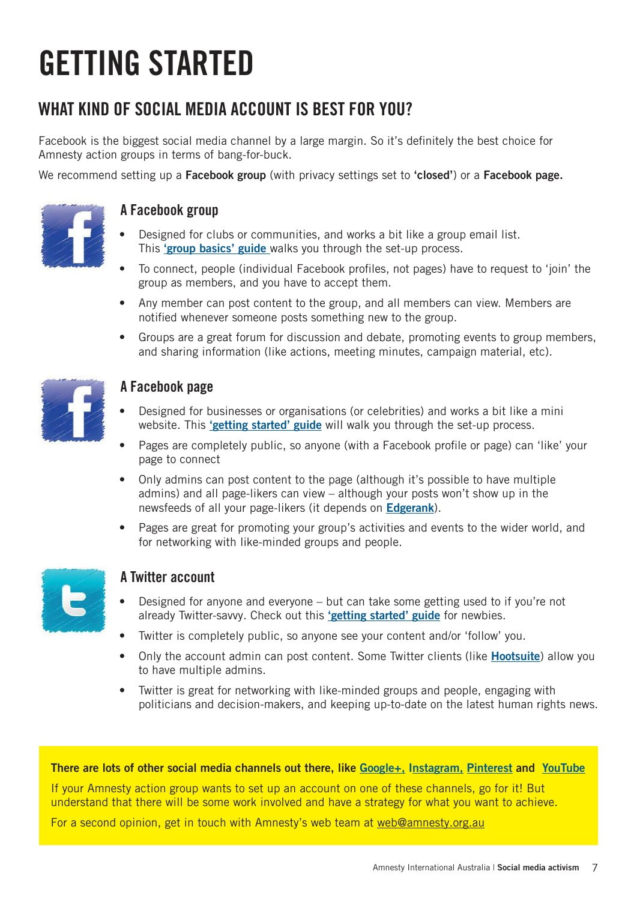# GETTING STARTED

## WHAT KIND OF SOCIAL MEDIA ACCOUNT IS BEST FOR YOU?

Facebook is the biggest social media channel by a large margin. So it's definitely the best choice for Amnesty action groups in terms of bang-for-buck.

We recommend setting up a **Facebook group** (with privacy settings set to **'closed'**) or a **Facebook page.**

### A Facebook group

- Designed for clubs or communities, and works a bit like a group email list. This **'group basics' guide** walks you through the set-up process.
- To connect, people (individual Facebook profiles, not pages) have to request to 'join' the group as members, and you have to accept them.
- Any member can post content to the group, and all members can view. Members are notified whenever someone posts something new to the group.
- Groups are a great forum for discussion and debate, promoting events to group members, and sharing information (like actions, meeting minutes, campaign material, etc).

### A Facebook page

- Designed for businesses or organisations (or celebrities) and works a bit like a mini website. This **'getting started' guide** will walk you through the set-up process.
- Pages are completely public, so anyone (with a Facebook profile or page) can 'like' your page to connect
- Only admins can post content to the page (although it's possible to have multiple admins) and all page-likers can view – although your posts won't show up in the newsfeeds of all your page-likers (it depends on **Edgerank**).
- Pages are great for promoting your group's activities and events to the wider world, and for networking with like-minded groups and people.

### A Twitter account

- Designed for anyone and everyone – but can take some getting used to if you're not already Twitter-savvy. Check out this **'getting started' guide** for newbies.
- Twitter is completely public, so anyone see your content and/or 'follow' you.
- Only the account admin can post content. Some Twitter clients (like **Hootsuite**) allow you to have multiple admins.
- Twitter is great for networking with like-minded groups and people, engaging with politicians and decision-makers, and keeping up-to-date on the latest human rights news.

**There are lots of other social media channels out there, like Google+, Instagram, Pinterest and YouTube**

If your Amnesty action group wants to set up an account on one of these channels, go for it! But understand that there will be some work involved and have a strategy for what you want to achieve.

For a second opinion, get in touch with Amnesty's web team at web@amnesty.org.au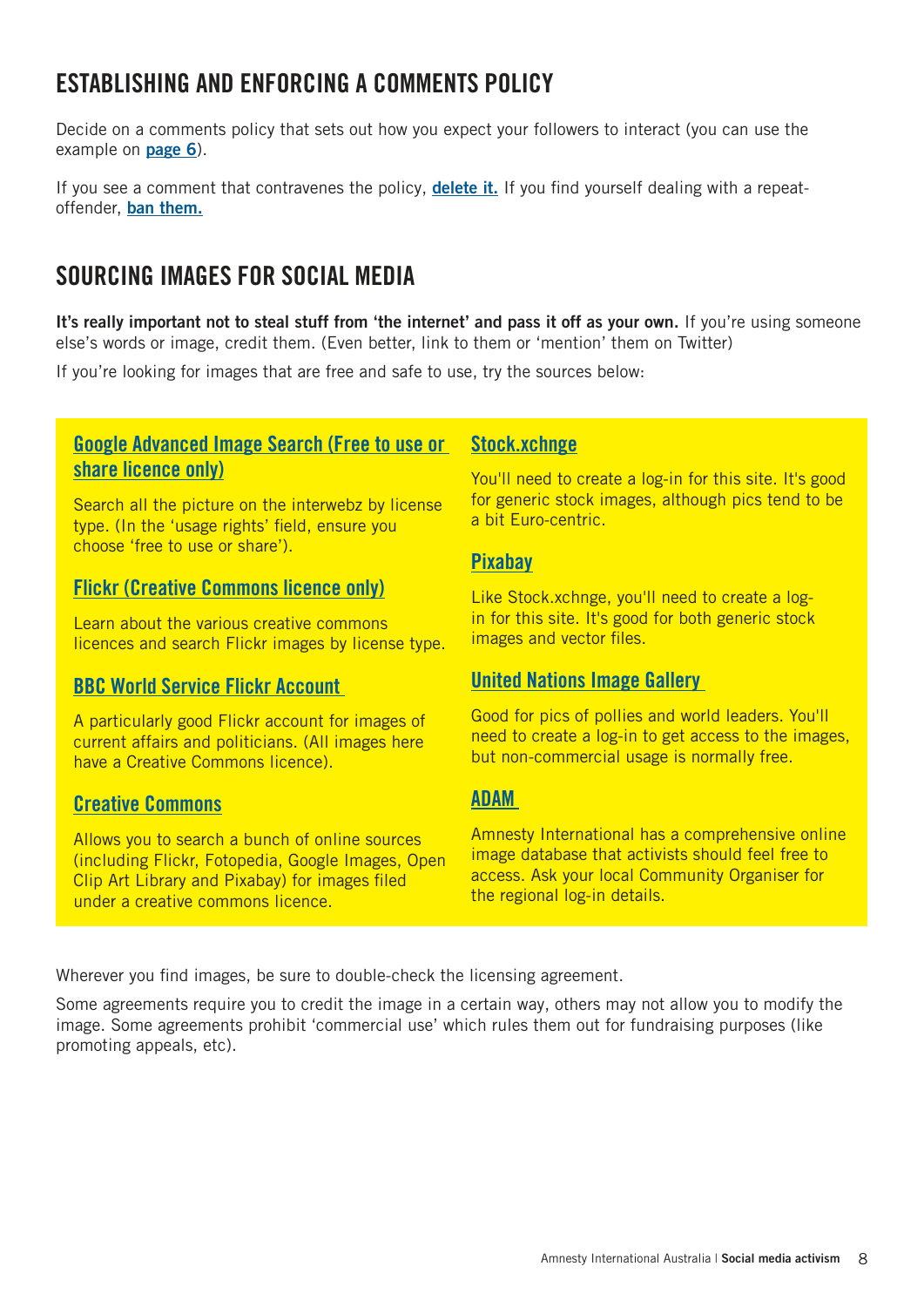## ESTABLISHING AND ENFORCING A COMMENTS POLICY

Decide on a comments policy that sets out how you expect your followers to interact (you can use the example on **page 6**).

If you see a comment that contravenes the policy, **delete it.** If you find yourself dealing with a repeat-offender, **ban them.**

## SOURCING IMAGES FOR SOCIAL MEDIA

**It's really important not to steal stuff from 'the internet' and pass it off as your own.** If you're using someone else's words or image, credit them. (Even better, link to them or 'mention' them on Twitter)

If you're looking for images that are free and safe to use, try the sources below:

### Google Advanced Image Search (Free to use or share licence only)

Search all the picture on the interwebz by license type. (In the 'usage rights' field, ensure you choose 'free to use or share').

### Flickr (Creative Commons licence only)

Learn about the various creative commons licences and search Flickr images by license type.

### BBC World Service Flickr Account

A particularly good Flickr account for images of current affairs and politicians. (All images here have a Creative Commons licence).

### Creative Commons

Allows you to search a bunch of online sources (including Flickr, Fotopedia, Google Images, Open Clip Art Library and Pixabay) for images filed under a creative commons licence.

### Stock.xchnge

You'll need to create a log-in for this site. It's good for generic stock images, although pics tend to be a bit Euro-centric.

### Pixabay

Like Stock.xchnge, you'll need to create a log-in for this site. It's good for both generic stock images and vector files.

### United Nations Image Gallery

Good for pics of pollies and world leaders. You'll need to create a log-in to get access to the images, but non-commercial usage is normally free.

### ADAM

Amnesty International has a comprehensive online image database that activists should feel free to access. Ask your local Community Organiser for the regional log-in details.

Wherever you find images, be sure to double-check the licensing agreement.

Some agreements require you to credit the image in a certain way, others may not allow you to modify the image. Some agreements prohibit 'commercial use' which rules them out for fundraising purposes (like promoting appeals, etc).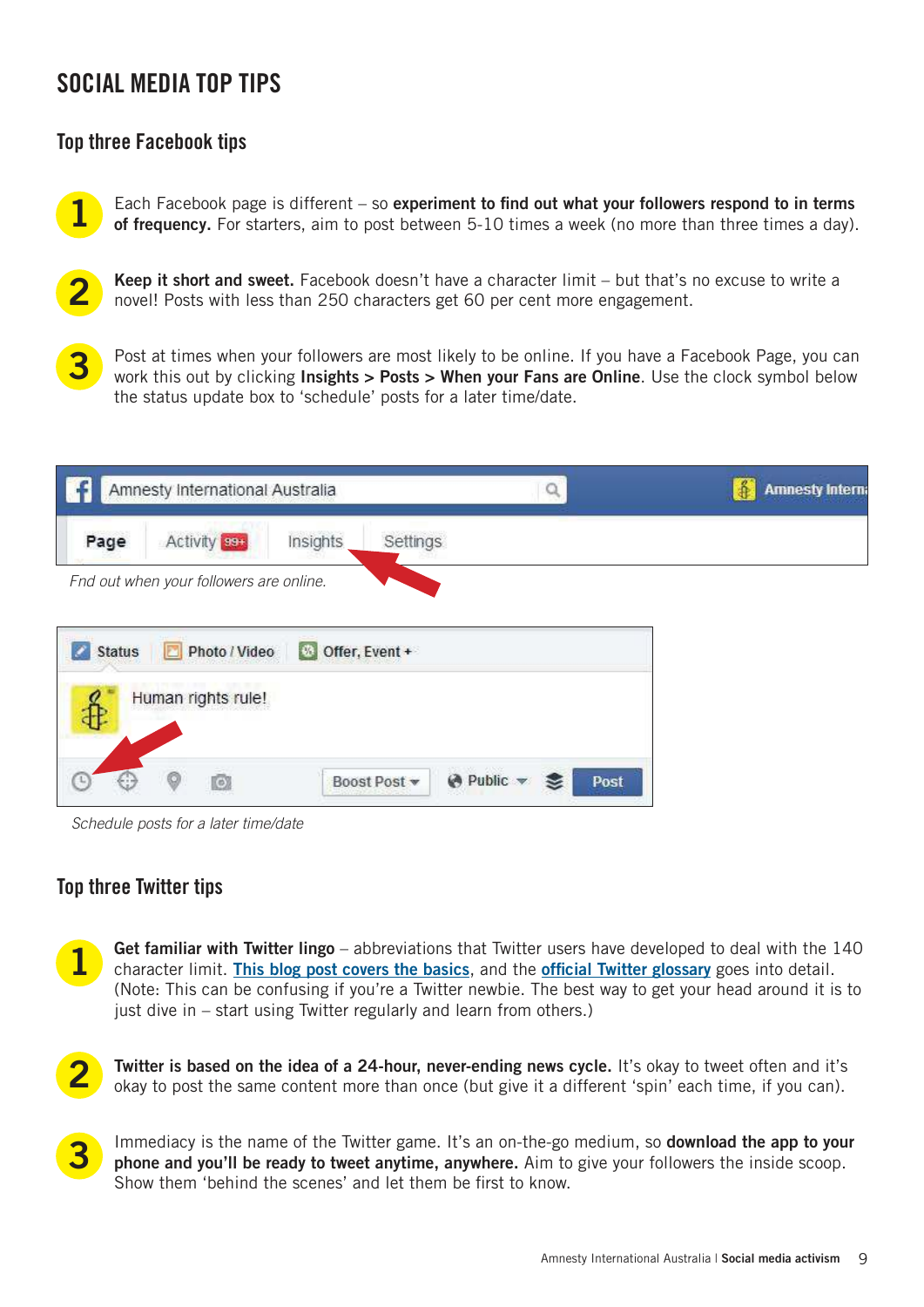# SOCIAL MEDIA TOP TIPS

## Top three Facebook tips

1. Each Facebook page is different – so **experiment to find out what your followers respond to in terms of frequency.** For starters, aim to post between 5-10 times a week (no more than three times a day).

2. **Keep it short and sweet.** Facebook doesn't have a character limit – but that's no excuse to write a novel! Posts with less than 250 characters get 60 per cent more engagement.

3. Post at times when your followers are most likely to be online. If you have a Facebook Page, you can work this out by clicking **Insights > Posts > When your Fans are Online**. Use the clock symbol below the status update box to 'schedule' posts for a later time/date.

*Fnd out when your followers are online.*

*Schedule posts for a later time/date*

## Top three Twitter tips

1. **Get familiar with Twitter lingo** – abbreviations that Twitter users have developed to deal with the 140 character limit. This blog post covers the basics, and the official Twitter glossary goes into detail. (Note: This can be confusing if you're a Twitter newbie. The best way to get your head around it is to just dive in – start using Twitter regularly and learn from others.)

2. **Twitter is based on the idea of a 24-hour, never-ending news cycle.** It's okay to tweet often and it's okay to post the same content more than once (but give it a different 'spin' each time, if you can).

3. Immediacy is the name of the Twitter game. It's an on-the-go medium, so **download the app to your phone and you'll be ready to tweet anytime, anywhere.** Aim to give your followers the inside scoop. Show them 'behind the scenes' and let them be first to know.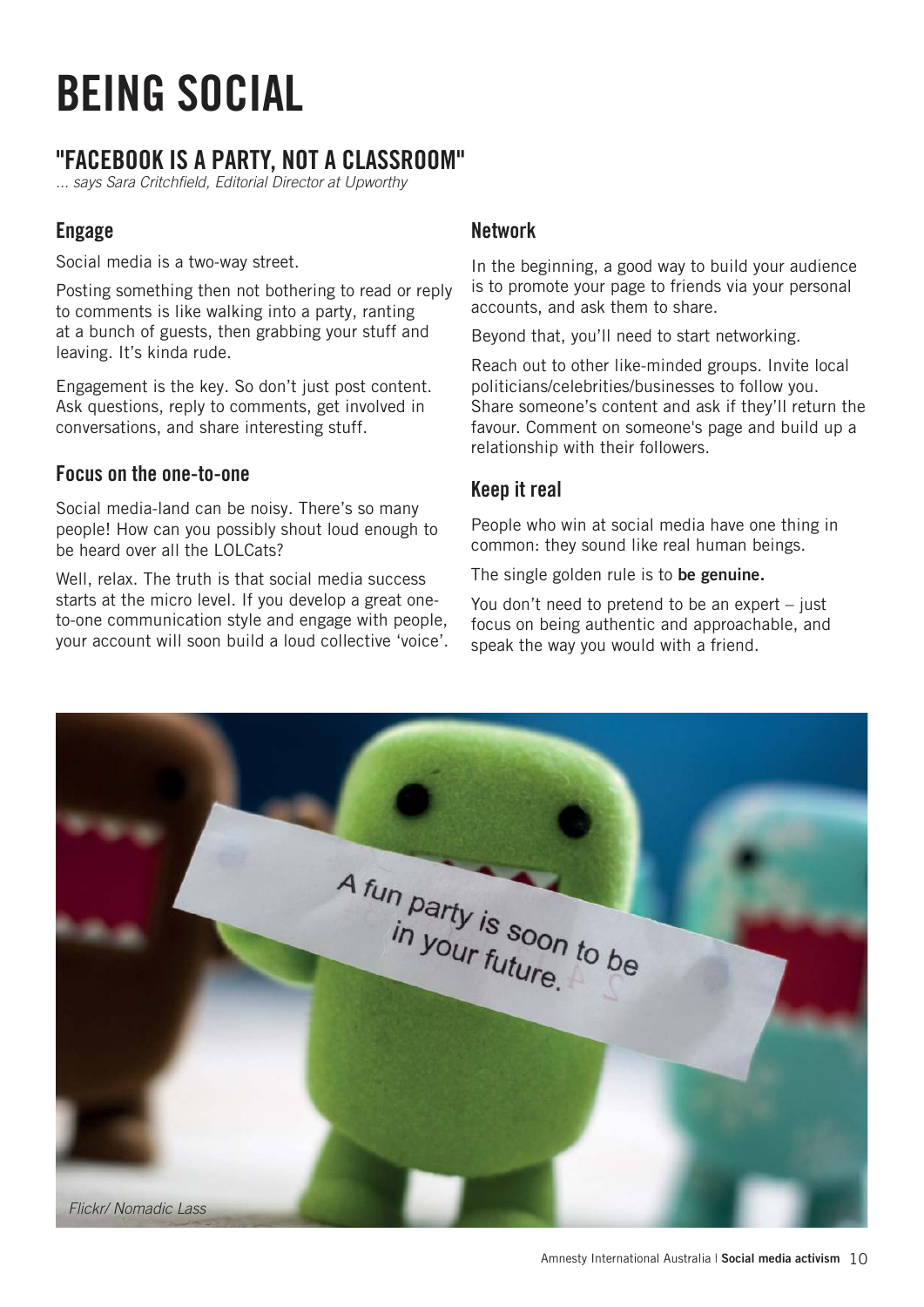# BEING SOCIAL

## "FACEBOOK IS A PARTY, NOT A CLASSROOM"

*... says Sara Critchfield, Editorial Director at Upworthy*

### Engage

Social media is a two-way street.

Posting something then not bothering to read or reply to comments is like walking into a party, ranting at a bunch of guests, then grabbing your stuff and leaving. It's kinda rude.

Engagement is the key. So don't just post content. Ask questions, reply to comments, get involved in conversations, and share interesting stuff.

### Focus on the one-to-one

Social media-land can be noisy. There's so many people! How can you possibly shout loud enough to be heard over all the LOLCats?

Well, relax. The truth is that social media success starts at the micro level. If you develop a great one-to-one communication style and engage with people, your account will soon build a loud collective 'voice'.

### Network

In the beginning, a good way to build your audience is to promote your page to friends via your personal accounts, and ask them to share.

Beyond that, you'll need to start networking.

Reach out to other like-minded groups. Invite local politicians/celebrities/businesses to follow you. Share someone's content and ask if they'll return the favour. Comment on someone's page and build up a relationship with their followers.

### Keep it real

People who win at social media have one thing in common: they sound like real human beings.

The single golden rule is to **be genuine.**

You don't need to pretend to be an expert – just focus on being authentic and approachable, and speak the way you would with a friend.

*Flickr/ Nomadic Lass*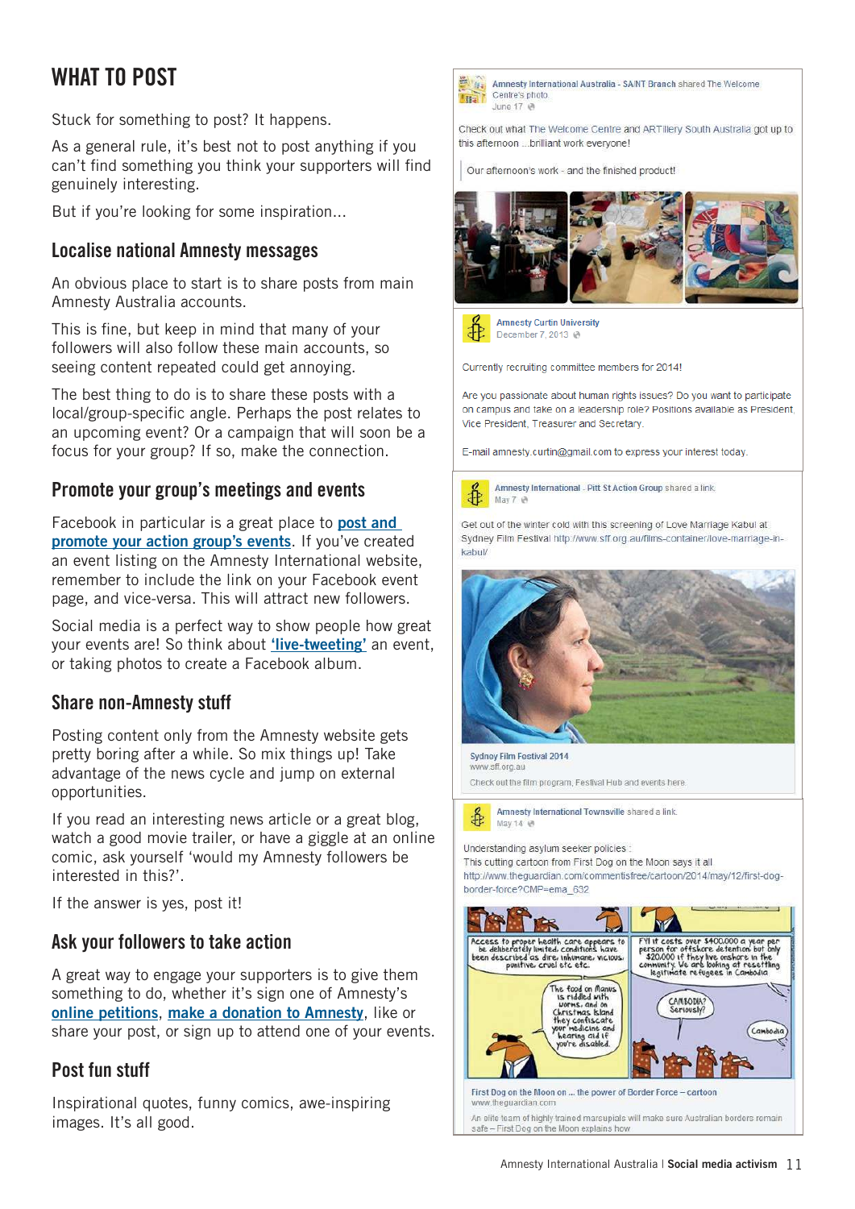# WHAT TO POST

Stuck for something to post? It happens.

As a general rule, it's best not to post anything if you can't find something you think your supporters will find genuinely interesting.

But if you're looking for some inspiration...

## Localise national Amnesty messages

An obvious place to start is to share posts from main Amnesty Australia accounts.

This is fine, but keep in mind that many of your followers will also follow these main accounts, so seeing content repeated could get annoying.

The best thing to do is to share these posts with a local/group-specific angle. Perhaps the post relates to an upcoming event? Or a campaign that will soon be a focus for your group? If so, make the connection.

## Promote your group's meetings and events

Facebook in particular is a great place to **post and promote your action group's events**. If you've created an event listing on the Amnesty International website, remember to include the link on your Facebook event page, and vice-versa. This will attract new followers.

Social media is a perfect way to show people how great your events are! So think about **'live-tweeting'** an event, or taking photos to create a Facebook album.

## Share non-Amnesty stuff

Posting content only from the Amnesty website gets pretty boring after a while. So mix things up! Take advantage of the news cycle and jump on external opportunities.

If you read an interesting news article or a great blog, watch a good movie trailer, or have a giggle at an online comic, ask yourself 'would my Amnesty followers be interested in this?'.

If the answer is yes, post it!

## Ask your followers to take action

A great way to engage your supporters is to give them something to do, whether it's sign one of Amnesty's **online petitions**, **make a donation to Amnesty**, like or share your post, or sign up to attend one of your events.

## Post fun stuff

Inspirational quotes, funny comics, awe-inspiring images. It's all good.

---

Amnesty International Australia - SA/NT Branch shared The Welcome Centre's photo
June 17

Check out what The Welcome Centre and ARTillery South Australia got up to this afternoon ...brilliant work everyone!

Our afternoon's work - and the finished product!

---

Amnesty Curtin University
December 7, 2013

Currently recruiting committee members for 2014!

Are you passionate about human rights issues? Do you want to participate on campus and take on a leadership role? Positions available as President, Vice President, Treasurer and Secretary.

E-mail amnesty.curtin@gmail.com to express your interest today.

---

Amnesty International - Pitt St Action Group shared a link.
May 7

Get out of the winter cold with this screening of Love Marriage Kabul at Sydney Film Festival http://www.sff.org.au/films-container/love-marriage-in-kabul/

Sydney Film Festival 2014
www.sff.org.au
Check out the film program, Festival Hub and events here.

---

Amnesty International Townsville shared a link.
May 14

Understanding asylum seeker policies :
This cutting cartoon from First Dog on the Moon says it all
http://www.theguardian.com/commentisfree/cartoon/2014/may/12/first-dog-border-force?CMP=ema_632

First Dog on the Moon on ... the power of Border Force – cartoon
www.theguardian.com
An elite team of highly trained marsupials will make sure Australian borders remain safe – First Dog on the Moon explains how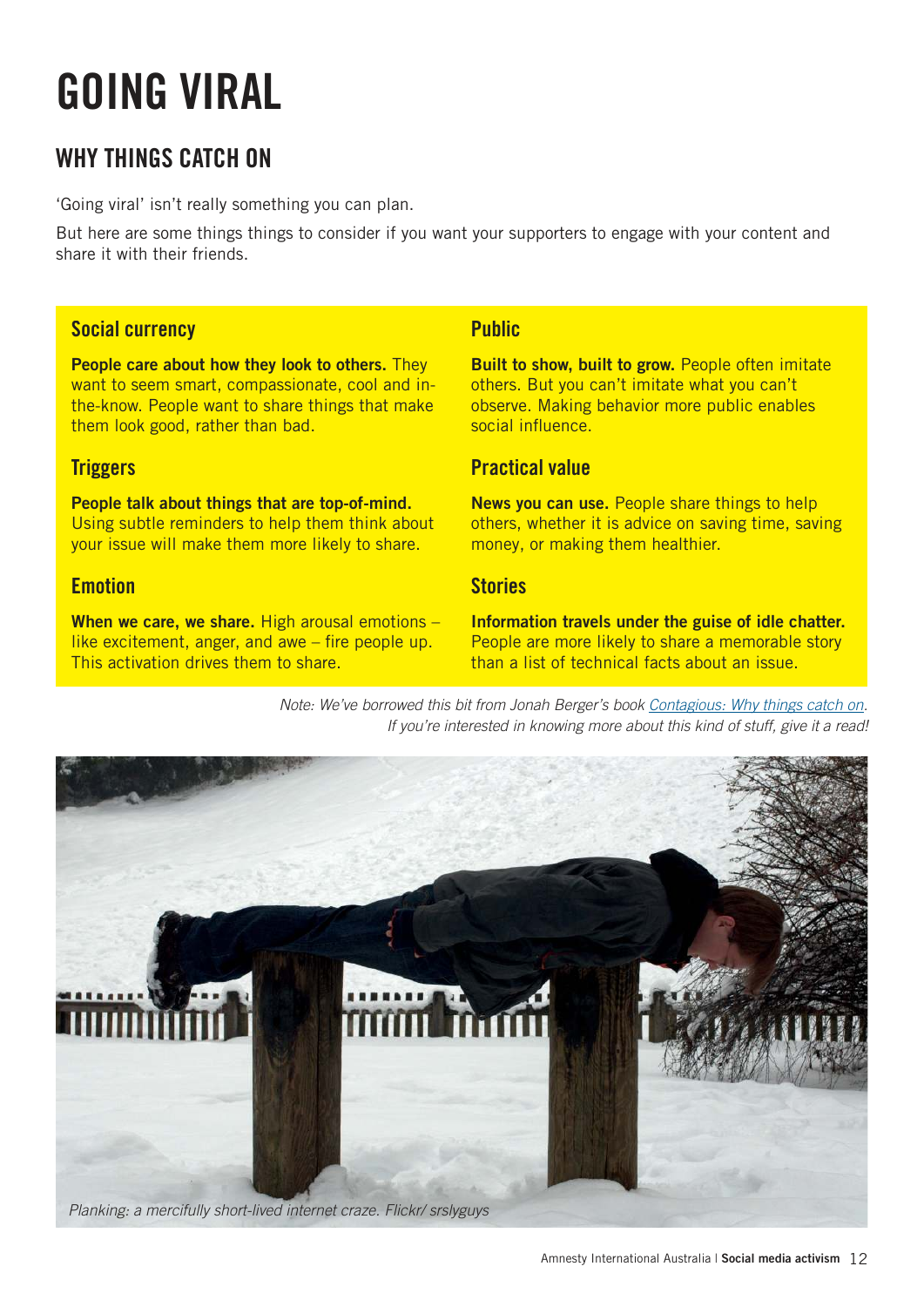# GOING VIRAL

## WHY THINGS CATCH ON

'Going viral' isn't really something you can plan.

But here are some things things to consider if you want your supporters to engage with your content and share it with their friends.

### Social currency

**People care about how they look to others.** They want to seem smart, compassionate, cool and in-the-know. People want to share things that make them look good, rather than bad.

### Triggers

**People talk about things that are top-of-mind.** Using subtle reminders to help them think about your issue will make them more likely to share.

### Emotion

**When we care, we share.** High arousal emotions – like excitement, anger, and awe – fire people up. This activation drives them to share.

### Public

**Built to show, built to grow.** People often imitate others. But you can't imitate what you can't observe. Making behavior more public enables social influence.

### Practical value

**News you can use.** People share things to help others, whether it is advice on saving time, saving money, or making them healthier.

### Stories

**Information travels under the guise of idle chatter.** People are more likely to share a memorable story than a list of technical facts about an issue.

*Note: We've borrowed this bit from Jonah Berger's book [Contagious: Why things catch on](). If you're interested in knowing more about this kind of stuff, give it a read!*

*Planking: a mercifully short-lived internet craze. Flickr/ srslyguys*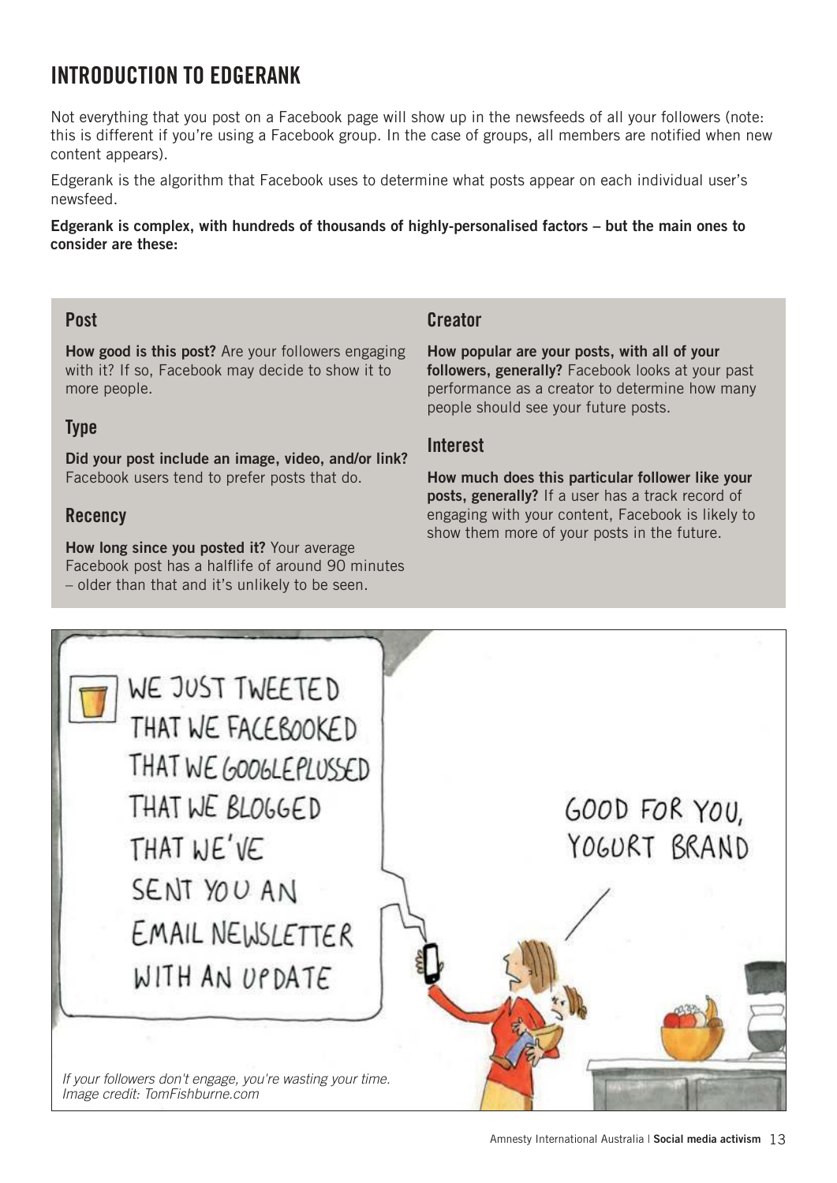## INTRODUCTION TO EDGERANK

Not everything that you post on a Facebook page will show up in the newsfeeds of all your followers (note: this is different if you're using a Facebook group. In the case of groups, all members are notified when new content appears).

Edgerank is the algorithm that Facebook uses to determine what posts appear on each individual user's newsfeed.

**Edgerank is complex, with hundreds of thousands of highly-personalised factors – but the main ones to consider are these:**

### Post

**How good is this post?** Are your followers engaging with it? If so, Facebook may decide to show it to more people.

### Type

**Did your post include an image, video, and/or link?** Facebook users tend to prefer posts that do.

### Recency

**How long since you posted it?** Your average Facebook post has a halflife of around 90 minutes – older than that and it's unlikely to be seen.

### Creator

**How popular are your posts, with all of your followers, generally?** Facebook looks at your past performance as a creator to determine how many people should see your future posts.

### Interest

**How much does this particular follower like your posts, generally?** If a user has a track record of engaging with your content, Facebook is likely to show them more of your posts in the future.

*If your followers don't engage, you're wasting your time.*
*Image credit: TomFishburne.com*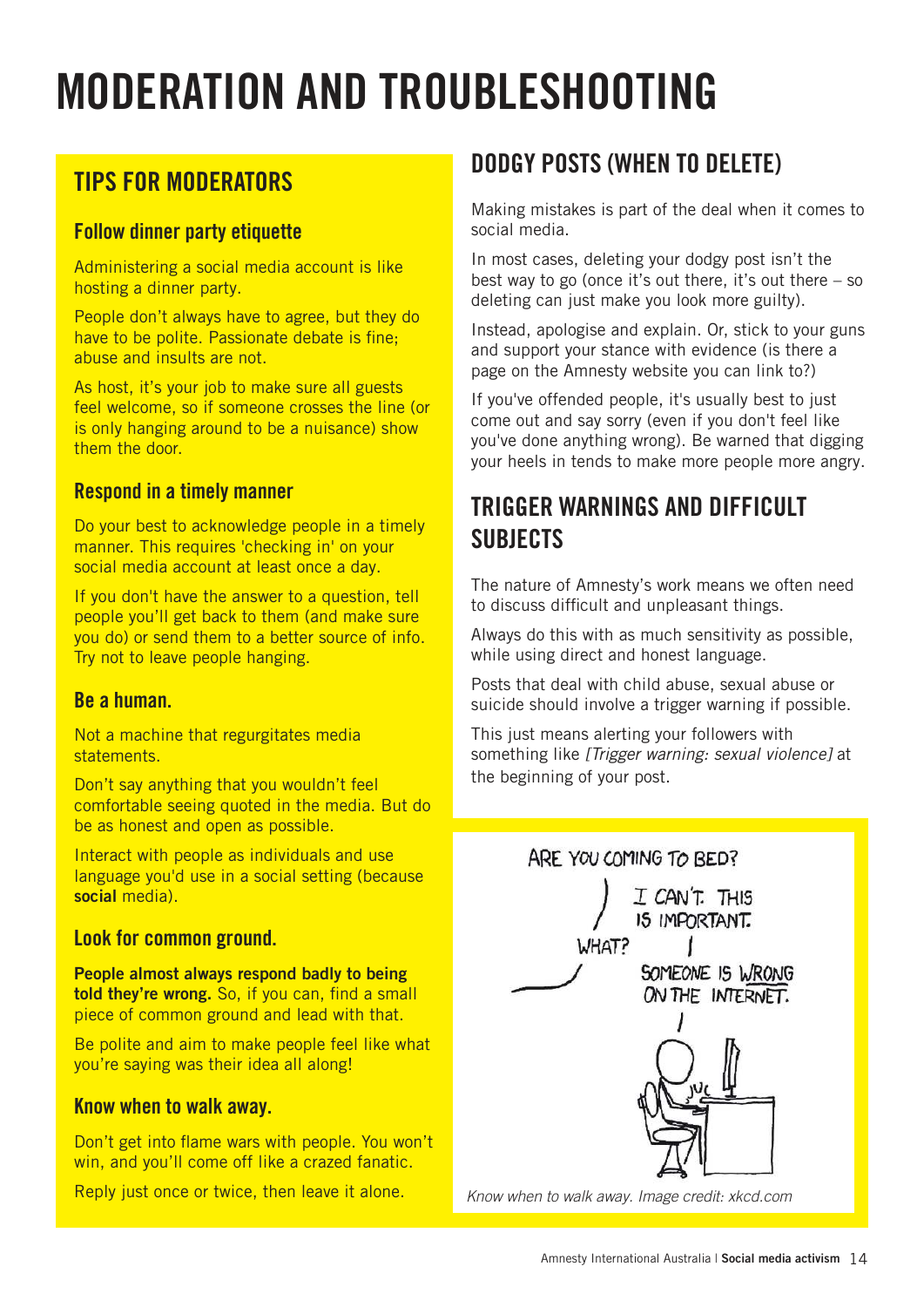# MODERATION AND TROUBLESHOOTING

## TIPS FOR MODERATORS

### Follow dinner party etiquette

Administering a social media account is like hosting a dinner party.

People don't always have to agree, but they do have to be polite. Passionate debate is fine; abuse and insults are not.

As host, it's your job to make sure all guests feel welcome, so if someone crosses the line (or is only hanging around to be a nuisance) show them the door.

### Respond in a timely manner

Do your best to acknowledge people in a timely manner. This requires 'checking in' on your social media account at least once a day.

If you don't have the answer to a question, tell people you'll get back to them (and make sure you do) or send them to a better source of info. Try not to leave people hanging.

### Be a human.

Not a machine that regurgitates media statements.

Don't say anything that you wouldn't feel comfortable seeing quoted in the media. But do be as honest and open as possible.

Interact with people as individuals and use language you'd use in a social setting (because **social** media).

### Look for common ground.

**People almost always respond badly to being told they're wrong.** So, if you can, find a small piece of common ground and lead with that.

Be polite and aim to make people feel like what you're saying was their idea all along!

### Know when to walk away.

Don't get into flame wars with people. You won't win, and you'll come off like a crazed fanatic.

Reply just once or twice, then leave it alone.

## DODGY POSTS (WHEN TO DELETE)

Making mistakes is part of the deal when it comes to social media.

In most cases, deleting your dodgy post isn't the best way to go (once it's out there, it's out there – so deleting can just make you look more guilty).

Instead, apologise and explain. Or, stick to your guns and support your stance with evidence (is there a page on the Amnesty website you can link to?)

If you've offended people, it's usually best to just come out and say sorry (even if you don't feel like you've done anything wrong). Be warned that digging your heels in tends to make more people more angry.

## TRIGGER WARNINGS AND DIFFICULT SUBJECTS

The nature of Amnesty's work means we often need to discuss difficult and unpleasant things.

Always do this with as much sensitivity as possible, while using direct and honest language.

Posts that deal with child abuse, sexual abuse or suicide should involve a trigger warning if possible.

This just means alerting your followers with something like *[Trigger warning: sexual violence]* at the beginning of your post.

*Know when to walk away. Image credit: xkcd.com*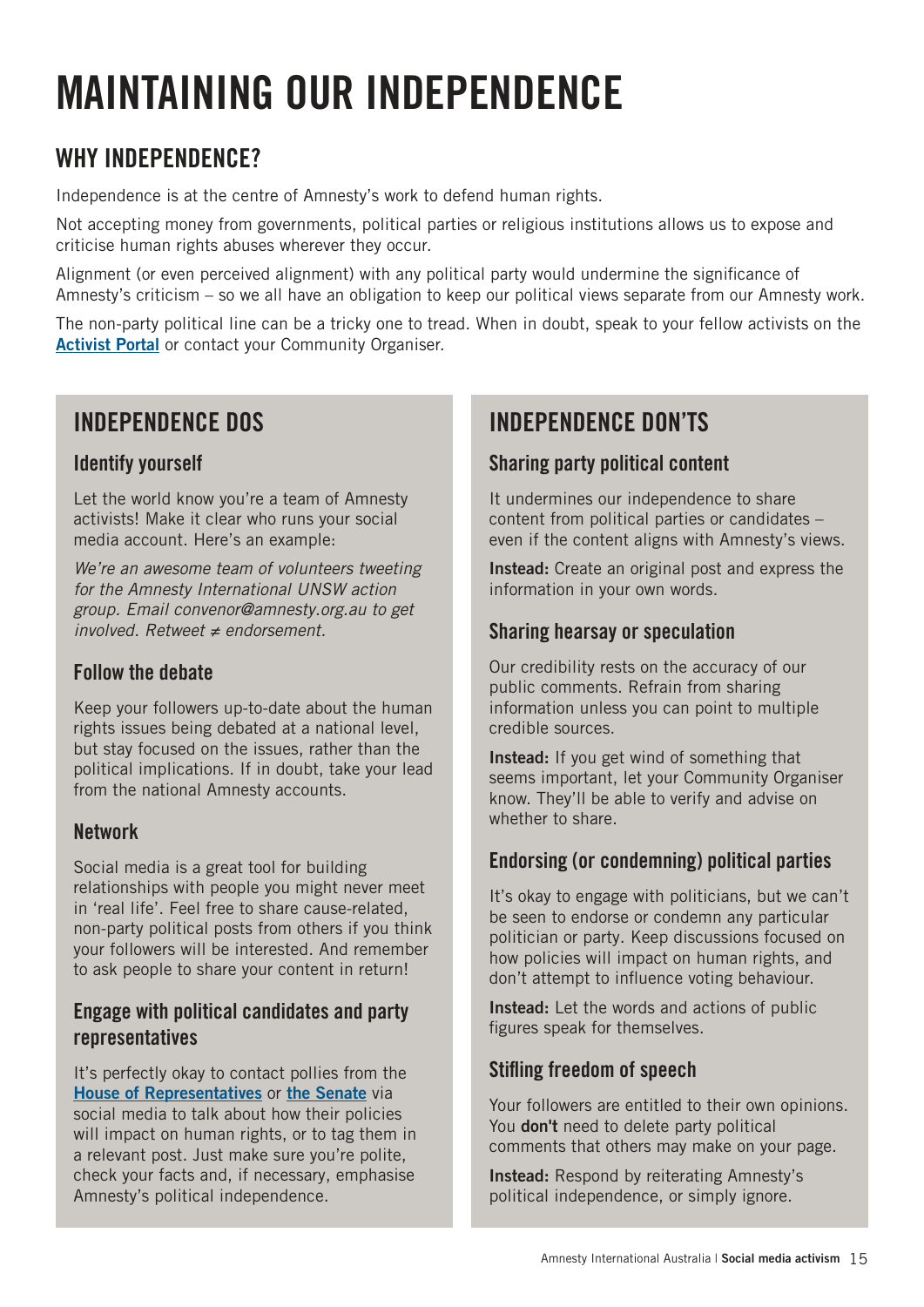# MAINTAINING OUR INDEPENDENCE

## WHY INDEPENDENCE?

Independence is at the centre of Amnesty's work to defend human rights.

Not accepting money from governments, political parties or religious institutions allows us to expose and criticise human rights abuses wherever they occur.

Alignment (or even perceived alignment) with any political party would undermine the significance of Amnesty's criticism – so we all have an obligation to keep our political views separate from our Amnesty work.

The non-party political line can be a tricky one to tread. When in doubt, speak to your fellow activists on the **Activist Portal** or contact your Community Organiser.

## INDEPENDENCE DOS

### Identify yourself

Let the world know you're a team of Amnesty activists! Make it clear who runs your social media account. Here's an example:

*We're an awesome team of volunteers tweeting for the Amnesty International UNSW action group. Email convenor@amnesty.org.au to get involved. Retweet ≠ endorsement.*

### Follow the debate

Keep your followers up-to-date about the human rights issues being debated at a national level, but stay focused on the issues, rather than the political implications. If in doubt, take your lead from the national Amnesty accounts.

### Network

Social media is a great tool for building relationships with people you might never meet in 'real life'. Feel free to share cause-related, non-party political posts from others if you think your followers will be interested. And remember to ask people to share your content in return!

### Engage with political candidates and party representatives

It's perfectly okay to contact pollies from the **House of Representatives** or **the Senate** via social media to talk about how their policies will impact on human rights, or to tag them in a relevant post. Just make sure you're polite, check your facts and, if necessary, emphasise Amnesty's political independence.

## INDEPENDENCE DON'TS

### Sharing party political content

It undermines our independence to share content from political parties or candidates – even if the content aligns with Amnesty's views.

**Instead:** Create an original post and express the information in your own words.

### Sharing hearsay or speculation

Our credibility rests on the accuracy of our public comments. Refrain from sharing information unless you can point to multiple credible sources.

**Instead:** If you get wind of something that seems important, let your Community Organiser know. They'll be able to verify and advise on whether to share.

### Endorsing (or condemning) political parties

It's okay to engage with politicians, but we can't be seen to endorse or condemn any particular politician or party. Keep discussions focused on how policies will impact on human rights, and don't attempt to influence voting behaviour.

**Instead:** Let the words and actions of public figures speak for themselves.

### Stifling freedom of speech

Your followers are entitled to their own opinions. You **don't** need to delete party political comments that others may make on your page.

**Instead:** Respond by reiterating Amnesty's political independence, or simply ignore.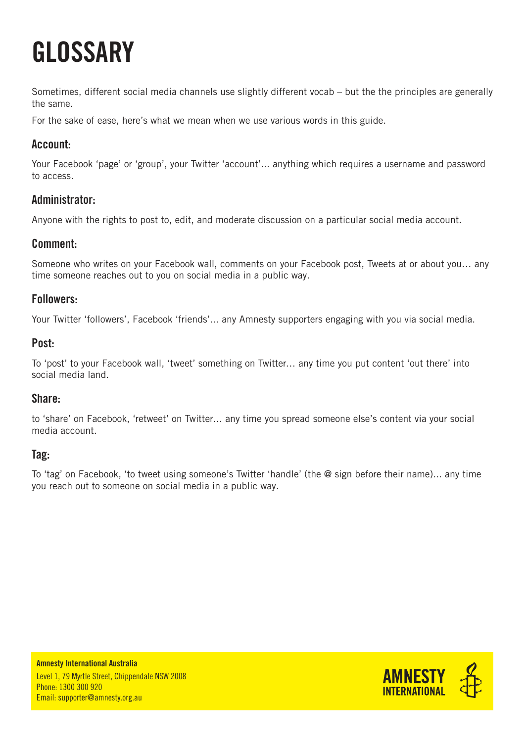# GLOSSARY

Sometimes, different social media channels use slightly different vocab – but the the principles are generally the same.

For the sake of ease, here's what we mean when we use various words in this guide.

### Account:

Your Facebook 'page' or 'group', your Twitter 'account'... anything which requires a username and password to access.

### Administrator:

Anyone with the rights to post to, edit, and moderate discussion on a particular social media account.

### Comment:

Someone who writes on your Facebook wall, comments on your Facebook post, Tweets at or about you… any time someone reaches out to you on social media in a public way.

### Followers:

Your Twitter 'followers', Facebook 'friends'... any Amnesty supporters engaging with you via social media.

### Post:

To 'post' to your Facebook wall, 'tweet' something on Twitter… any time you put content 'out there' into social media land.

### Share:

to 'share' on Facebook, 'retweet' on Twitter… any time you spread someone else's content via your social media account.

### Tag:

To 'tag' on Facebook, 'to tweet using someone's Twitter 'handle' (the @ sign before their name)... any time you reach out to someone on social media in a public way.

**Amnesty International Australia**
Level 1, 79 Myrtle Street, Chippendale NSW 2008
Phone: 1300 300 920
Email: supporter@amnesty.org.au

AMNESTY INTERNATIONAL